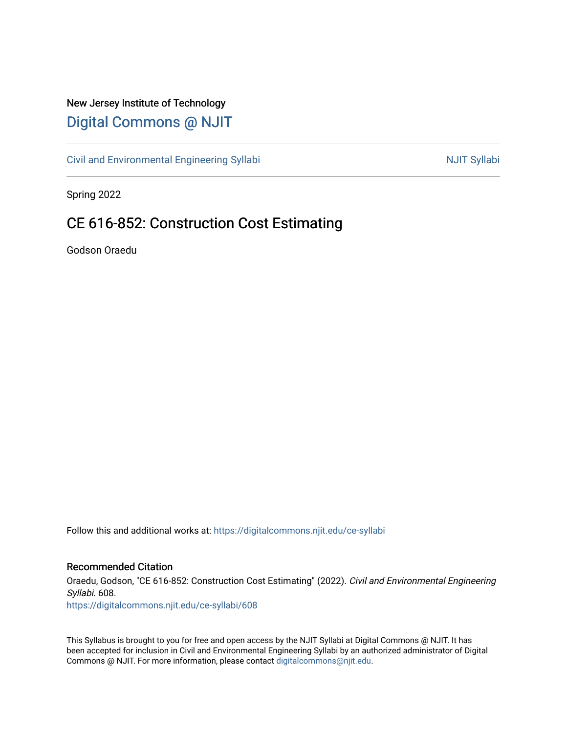New Jersey Institute of Technology

# Digital Commons @ NJIT

Civil and Environmental Engineering Syllabi NJIT Syllabi

Spring 2022

## CE 616-852: Construction Cost Estimating

Godson Oraedu

Follow this and additional works at: https://digitalcommons.njit.edu/ce-syllabi

### Recommended Citation

Oraedu, Godson, "CE 616-852: Construction Cost Estimating" (2022). *Civil and Environmental Engineering Syllabi*. 608.
https://digitalcommons.njit.edu/ce-syllabi/608

This Syllabus is brought to you for free and open access by the NJIT Syllabi at Digital Commons @ NJIT. It has been accepted for inclusion in Civil and Environmental Engineering Syllabi by an authorized administrator of Digital Commons @ NJIT. For more information, please contact digitalcommons@njit.edu.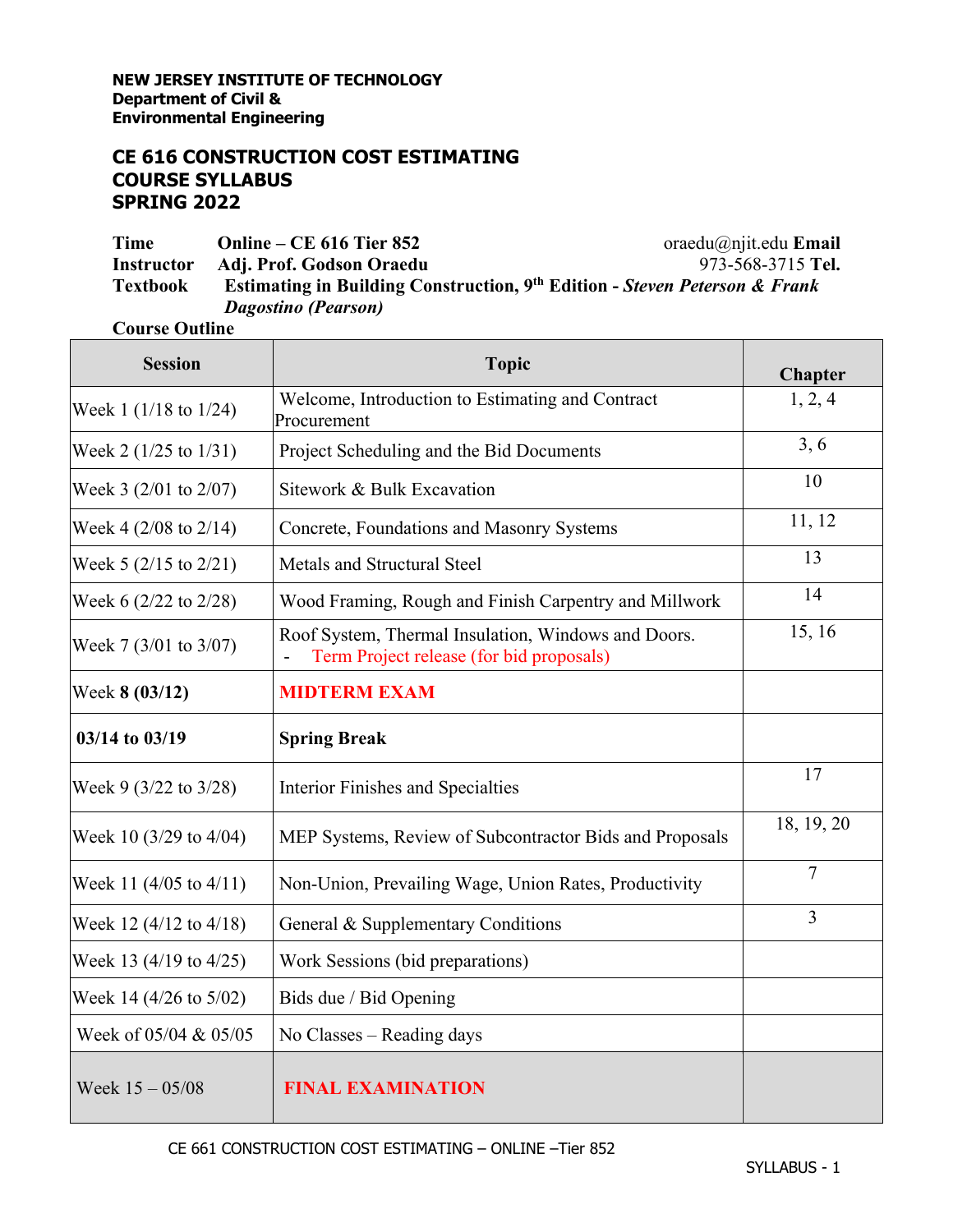**NEW JERSEY INSTITUTE OF TECHNOLOGY**
**Department of Civil &**
**Environmental Engineering**

# CE 616 CONSTRUCTION COST ESTIMATING
# COURSE SYLLABUS
# SPRING 2022

| | | |
|---|---|---|
| **Time** | **Online – CE 616 Tier 852** | oraedu@njit.edu **Email** |
| **Instructor** | **Adj. Prof. Godson Oraedu** | 973-568-3715 **Tel.** |
| **Textbook** | **Estimating in Building Construction, 9th Edition -** ***Steven Peterson & Frank Dagostino (Pearson)*** | |

**Course Outline**

| Session | Topic | Chapter |
|---|---|---|
| Week 1 (1/18 to 1/24) | Welcome, Introduction to Estimating and Contract Procurement | 1, 2, 4 |
| Week 2 (1/25 to 1/31) | Project Scheduling and the Bid Documents | 3, 6 |
| Week 3 (2/01 to 2/07) | Sitework & Bulk Excavation | 10 |
| Week 4 (2/08 to 2/14) | Concrete, Foundations and Masonry Systems | 11, 12 |
| Week 5 (2/15 to 2/21) | Metals and Structural Steel | 13 |
| Week 6 (2/22 to 2/28) | Wood Framing, Rough and Finish Carpentry and Millwork | 14 |
| Week 7 (3/01 to 3/07) | Roof System, Thermal Insulation, Windows and Doors.<br>- Term Project release (for bid proposals) | 15, 16 |
| Week **8 (03/12)** | **MIDTERM EXAM** | |
| **03/14 to 03/19** | **Spring Break** | |
| Week 9 (3/22 to 3/28) | Interior Finishes and Specialties | 17 |
| Week 10 (3/29 to 4/04) | MEP Systems, Review of Subcontractor Bids and Proposals | 18, 19, 20 |
| Week 11 (4/05 to 4/11) | Non-Union, Prevailing Wage, Union Rates, Productivity | 7 |
| Week 12 (4/12 to 4/18) | General & Supplementary Conditions | 3 |
| Week 13 (4/19 to 4/25) | Work Sessions (bid preparations) | |
| Week 14 (4/26 to 5/02) | Bids due / Bid Opening | |
| Week of 05/04 & 05/05 | No Classes – Reading days | |
| Week 15 – 05/08 | **FINAL EXAMINATION** | |

CE 661 CONSTRUCTION COST ESTIMATING – ONLINE –Tier 852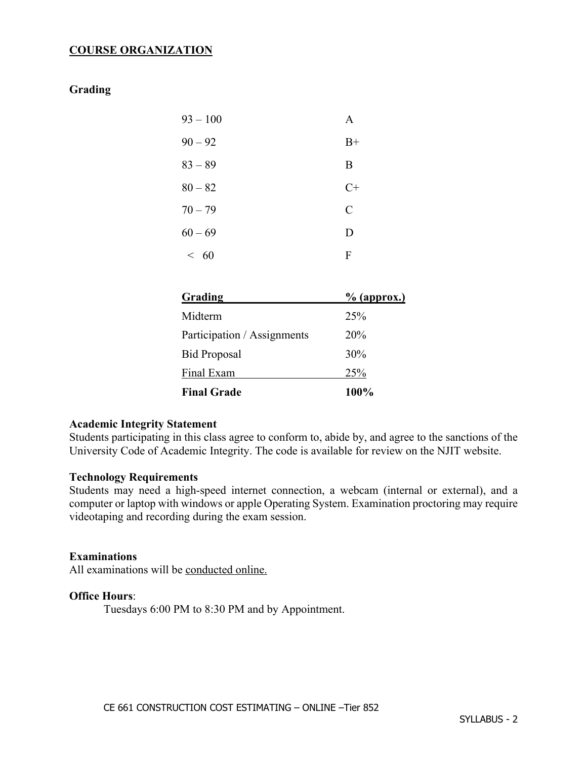## COURSE ORGANIZATION

### Grading

| | |
|---|---|
| 93 – 100 | A |
| 90 – 92 | B+ |
| 83 – 89 | B |
| 80 – 82 | C+ |
| 70 – 79 | C |
| 60 – 69 | D |
| < 60 | F |

| Grading | % (approx.) |
|---|---|
| Midterm | 25% |
| Participation / Assignments | 20% |
| Bid Proposal | 30% |
| Final Exam | 25% |
| **Final Grade** | **100%** |

**Academic Integrity Statement**
Students participating in this class agree to conform to, abide by, and agree to the sanctions of the University Code of Academic Integrity. The code is available for review on the NJIT website.

**Technology Requirements**
Students may need a high-speed internet connection, a webcam (internal or external), and a computer or laptop with windows or apple Operating System. Examination proctoring may require videotaping and recording during the exam session.

**Examinations**
All examinations will be conducted online.

**Office Hours**:
Tuesdays 6:00 PM to 8:30 PM and by Appointment.